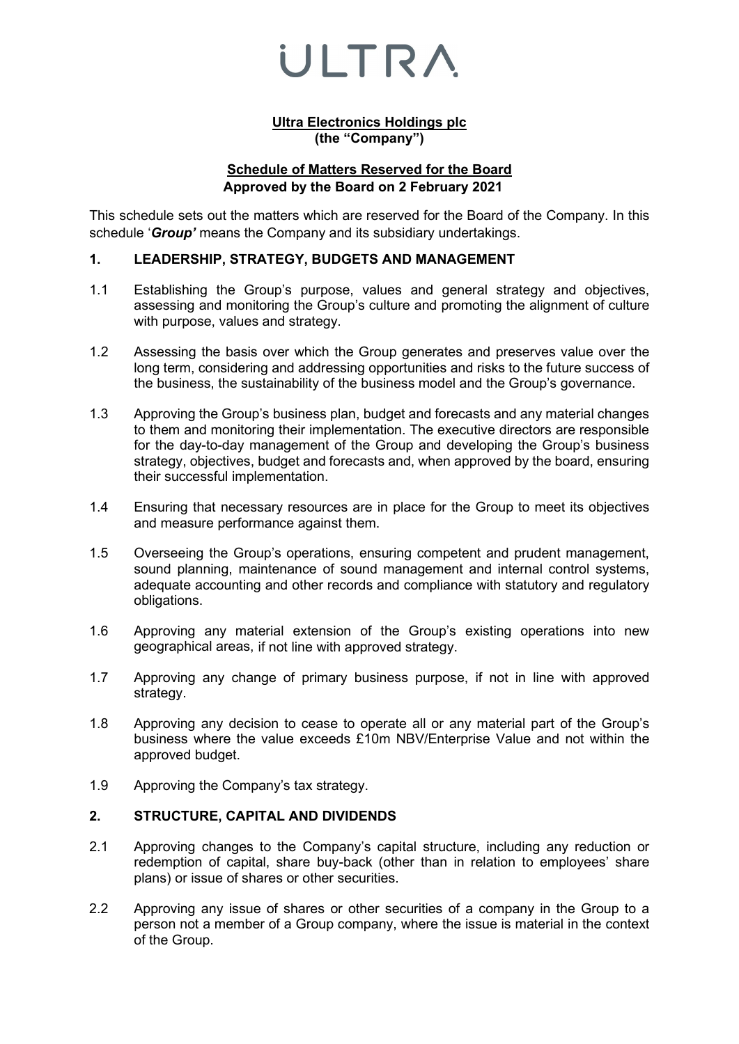# ULTRA

**Ultra Electronics Holdings plc**
**(the "Company")**

**Schedule of Matters Reserved for the Board**
**Approved by the Board on 2 February 2021**

This schedule sets out the matters which are reserved for the Board of the Company. In this schedule '***Group'*** means the Company and its subsidiary undertakings.

## 1. LEADERSHIP, STRATEGY, BUDGETS AND MANAGEMENT

1.1 Establishing the Group's purpose, values and general strategy and objectives, assessing and monitoring the Group's culture and promoting the alignment of culture with purpose, values and strategy.

1.2 Assessing the basis over which the Group generates and preserves value over the long term, considering and addressing opportunities and risks to the future success of the business, the sustainability of the business model and the Group's governance.

1.3 Approving the Group's business plan, budget and forecasts and any material changes to them and monitoring their implementation. The executive directors are responsible for the day-to-day management of the Group and developing the Group's business strategy, objectives, budget and forecasts and, when approved by the board, ensuring their successful implementation.

1.4 Ensuring that necessary resources are in place for the Group to meet its objectives and measure performance against them.

1.5 Overseeing the Group's operations, ensuring competent and prudent management, sound planning, maintenance of sound management and internal control systems, adequate accounting and other records and compliance with statutory and regulatory obligations.

1.6 Approving any material extension of the Group's existing operations into new geographical areas, if not line with approved strategy.

1.7 Approving any change of primary business purpose, if not in line with approved strategy.

1.8 Approving any decision to cease to operate all or any material part of the Group's business where the value exceeds £10m NBV/Enterprise Value and not within the approved budget.

1.9 Approving the Company's tax strategy.

## 2. STRUCTURE, CAPITAL AND DIVIDENDS

2.1 Approving changes to the Company's capital structure, including any reduction or redemption of capital, share buy-back (other than in relation to employees' share plans) or issue of shares or other securities.

2.2 Approving any issue of shares or other securities of a company in the Group to a person not a member of a Group company, where the issue is material in the context of the Group.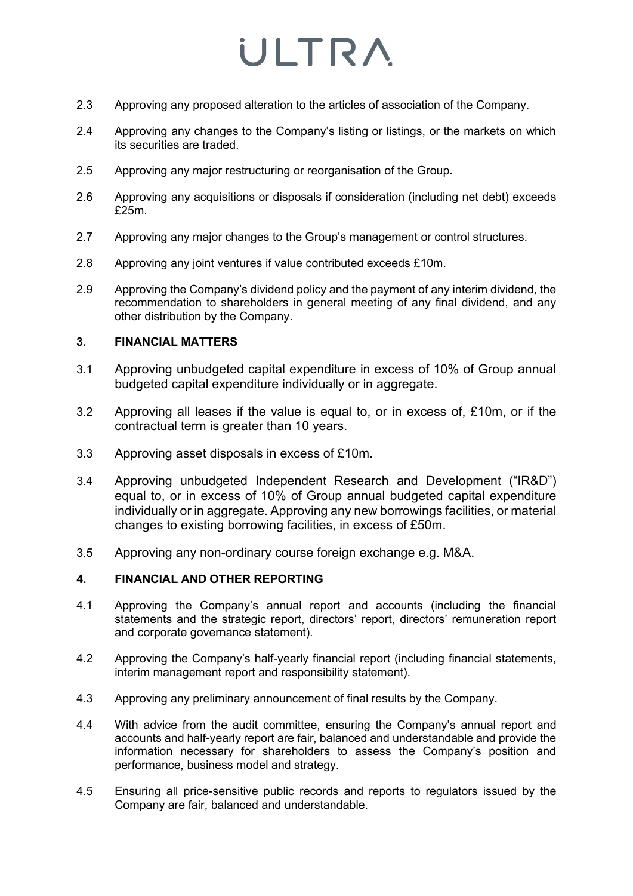2.3 Approving any proposed alteration to the articles of association of the Company.

2.4 Approving any changes to the Company's listing or listings, or the markets on which its securities are traded.

2.5 Approving any major restructuring or reorganisation of the Group.

2.6 Approving any acquisitions or disposals if consideration (including net debt) exceeds £25m.

2.7 Approving any major changes to the Group's management or control structures.

2.8 Approving any joint ventures if value contributed exceeds £10m.

2.9 Approving the Company's dividend policy and the payment of any interim dividend, the recommendation to shareholders in general meeting of any final dividend, and any other distribution by the Company.

## 3. FINANCIAL MATTERS

3.1 Approving unbudgeted capital expenditure in excess of 10% of Group annual budgeted capital expenditure individually or in aggregate.

3.2 Approving all leases if the value is equal to, or in excess of, £10m, or if the contractual term is greater than 10 years.

3.3 Approving asset disposals in excess of £10m.

3.4 Approving unbudgeted Independent Research and Development ("IR&D") equal to, or in excess of 10% of Group annual budgeted capital expenditure individually or in aggregate. Approving any new borrowings facilities, or material changes to existing borrowing facilities, in excess of £50m.

3.5 Approving any non-ordinary course foreign exchange e.g. M&A.

## 4. FINANCIAL AND OTHER REPORTING

4.1 Approving the Company's annual report and accounts (including the financial statements and the strategic report, directors' report, directors' remuneration report and corporate governance statement).

4.2 Approving the Company's half-yearly financial report (including financial statements, interim management report and responsibility statement).

4.3 Approving any preliminary announcement of final results by the Company.

4.4 With advice from the audit committee, ensuring the Company's annual report and accounts and half-yearly report are fair, balanced and understandable and provide the information necessary for shareholders to assess the Company's position and performance, business model and strategy.

4.5 Ensuring all price-sensitive public records and reports to regulators issued by the Company are fair, balanced and understandable.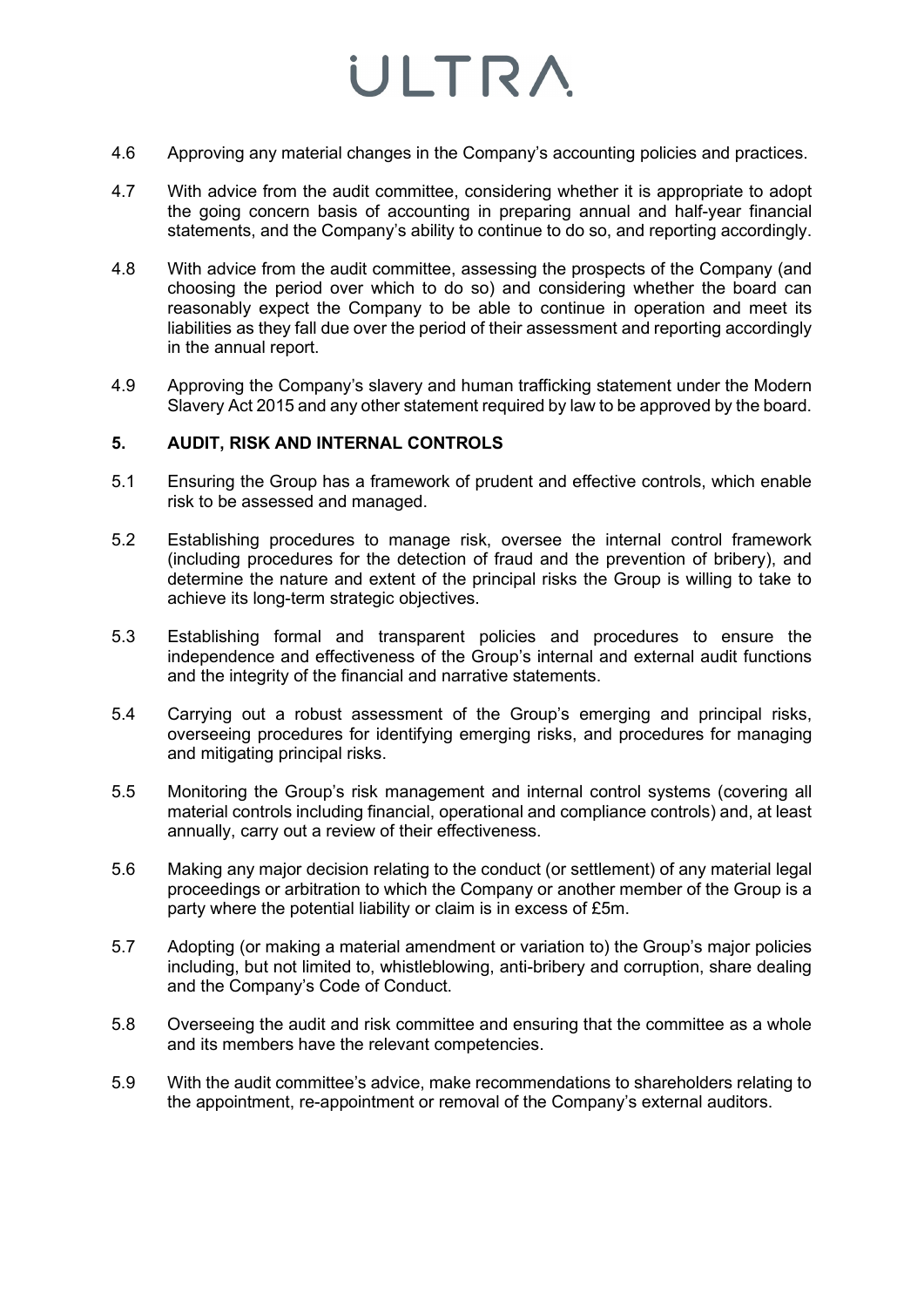4.6 Approving any material changes in the Company's accounting policies and practices.

4.7 With advice from the audit committee, considering whether it is appropriate to adopt the going concern basis of accounting in preparing annual and half-year financial statements, and the Company's ability to continue to do so, and reporting accordingly.

4.8 With advice from the audit committee, assessing the prospects of the Company (and choosing the period over which to do so) and considering whether the board can reasonably expect the Company to be able to continue in operation and meet its liabilities as they fall due over the period of their assessment and reporting accordingly in the annual report.

4.9 Approving the Company's slavery and human trafficking statement under the Modern Slavery Act 2015 and any other statement required by law to be approved by the board.

## 5. AUDIT, RISK AND INTERNAL CONTROLS

5.1 Ensuring the Group has a framework of prudent and effective controls, which enable risk to be assessed and managed.

5.2 Establishing procedures to manage risk, oversee the internal control framework (including procedures for the detection of fraud and the prevention of bribery), and determine the nature and extent of the principal risks the Group is willing to take to achieve its long-term strategic objectives.

5.3 Establishing formal and transparent policies and procedures to ensure the independence and effectiveness of the Group's internal and external audit functions and the integrity of the financial and narrative statements.

5.4 Carrying out a robust assessment of the Group's emerging and principal risks, overseeing procedures for identifying emerging risks, and procedures for managing and mitigating principal risks.

5.5 Monitoring the Group's risk management and internal control systems (covering all material controls including financial, operational and compliance controls) and, at least annually, carry out a review of their effectiveness.

5.6 Making any major decision relating to the conduct (or settlement) of any material legal proceedings or arbitration to which the Company or another member of the Group is a party where the potential liability or claim is in excess of £5m.

5.7 Adopting (or making a material amendment or variation to) the Group's major policies including, but not limited to, whistleblowing, anti-bribery and corruption, share dealing and the Company's Code of Conduct.

5.8 Overseeing the audit and risk committee and ensuring that the committee as a whole and its members have the relevant competencies.

5.9 With the audit committee's advice, make recommendations to shareholders relating to the appointment, re-appointment or removal of the Company's external auditors.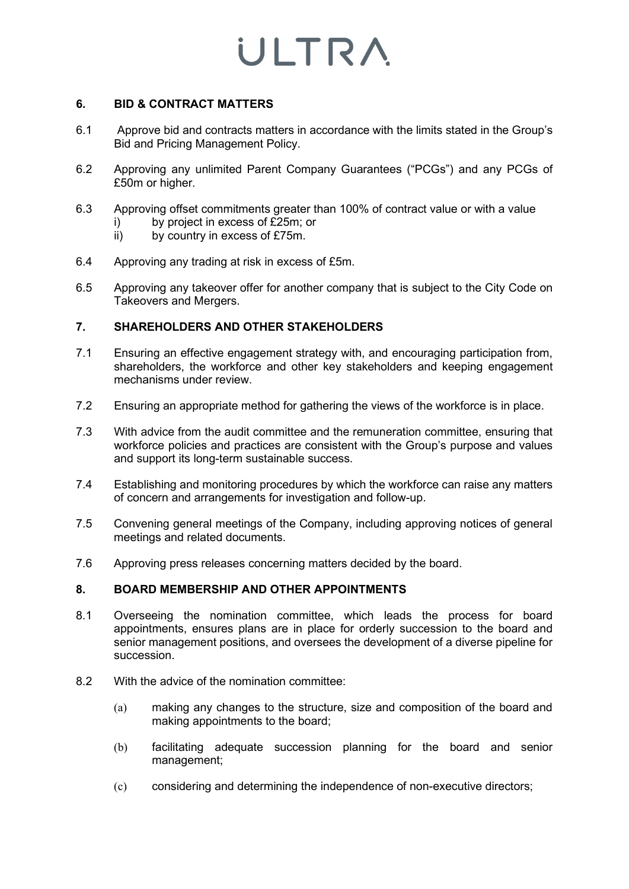## 6. BID & CONTRACT MATTERS

6.1 Approve bid and contracts matters in accordance with the limits stated in the Group's Bid and Pricing Management Policy.

6.2 Approving any unlimited Parent Company Guarantees ("PCGs") and any PCGs of £50m or higher.

6.3 Approving offset commitments greater than 100% of contract value or with a value

i) by project in excess of £25m; or

ii) by country in excess of £75m.

6.4 Approving any trading at risk in excess of £5m.

6.5 Approving any takeover offer for another company that is subject to the City Code on Takeovers and Mergers.

## 7. SHAREHOLDERS AND OTHER STAKEHOLDERS

7.1 Ensuring an effective engagement strategy with, and encouraging participation from, shareholders, the workforce and other key stakeholders and keeping engagement mechanisms under review.

7.2 Ensuring an appropriate method for gathering the views of the workforce is in place.

7.3 With advice from the audit committee and the remuneration committee, ensuring that workforce policies and practices are consistent with the Group's purpose and values and support its long-term sustainable success.

7.4 Establishing and monitoring procedures by which the workforce can raise any matters of concern and arrangements for investigation and follow-up.

7.5 Convening general meetings of the Company, including approving notices of general meetings and related documents.

7.6 Approving press releases concerning matters decided by the board.

## 8. BOARD MEMBERSHIP AND OTHER APPOINTMENTS

8.1 Overseeing the nomination committee, which leads the process for board appointments, ensures plans are in place for orderly succession to the board and senior management positions, and oversees the development of a diverse pipeline for succession.

8.2 With the advice of the nomination committee:

(a) making any changes to the structure, size and composition of the board and making appointments to the board;

(b) facilitating adequate succession planning for the board and senior management;

(c) considering and determining the independence of non-executive directors;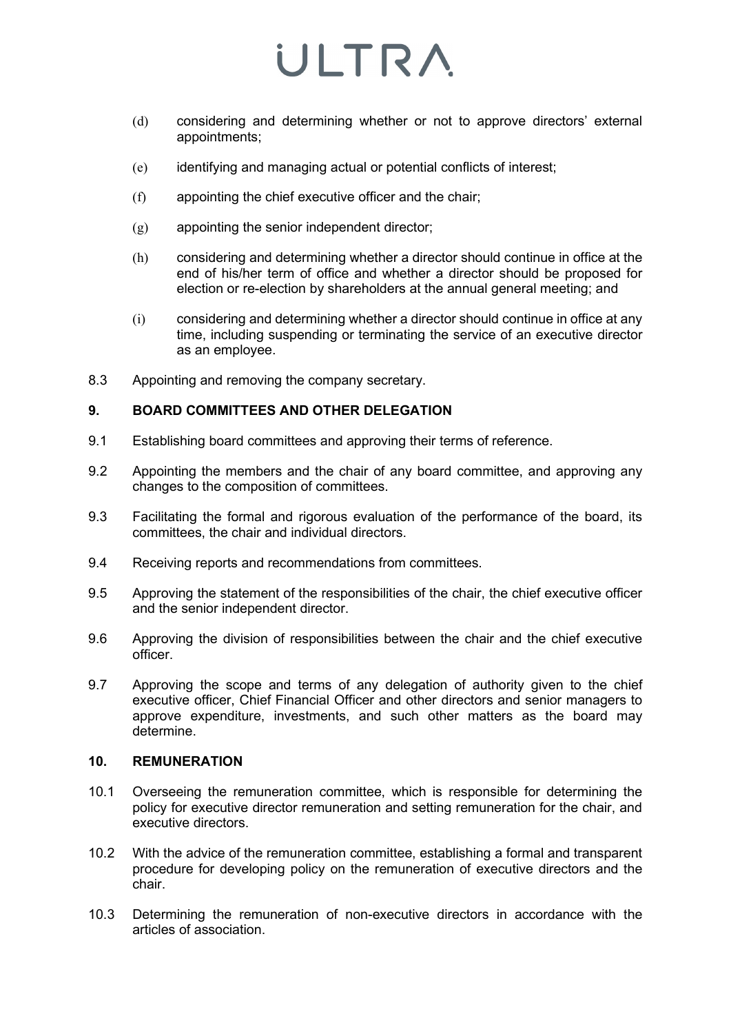(d) considering and determining whether or not to approve directors' external appointments;

(e) identifying and managing actual or potential conflicts of interest;

(f) appointing the chief executive officer and the chair;

(g) appointing the senior independent director;

(h) considering and determining whether a director should continue in office at the end of his/her term of office and whether a director should be proposed for election or re-election by shareholders at the annual general meeting; and

(i) considering and determining whether a director should continue in office at any time, including suspending or terminating the service of an executive director as an employee.

8.3 Appointing and removing the company secretary.

## 9. BOARD COMMITTEES AND OTHER DELEGATION

9.1 Establishing board committees and approving their terms of reference.

9.2 Appointing the members and the chair of any board committee, and approving any changes to the composition of committees.

9.3 Facilitating the formal and rigorous evaluation of the performance of the board, its committees, the chair and individual directors.

9.4 Receiving reports and recommendations from committees.

9.5 Approving the statement of the responsibilities of the chair, the chief executive officer and the senior independent director.

9.6 Approving the division of responsibilities between the chair and the chief executive officer.

9.7 Approving the scope and terms of any delegation of authority given to the chief executive officer, Chief Financial Officer and other directors and senior managers to approve expenditure, investments, and such other matters as the board may determine.

## 10. REMUNERATION

10.1 Overseeing the remuneration committee, which is responsible for determining the policy for executive director remuneration and setting remuneration for the chair, and executive directors.

10.2 With the advice of the remuneration committee, establishing a formal and transparent procedure for developing policy on the remuneration of executive directors and the chair.

10.3 Determining the remuneration of non-executive directors in accordance with the articles of association.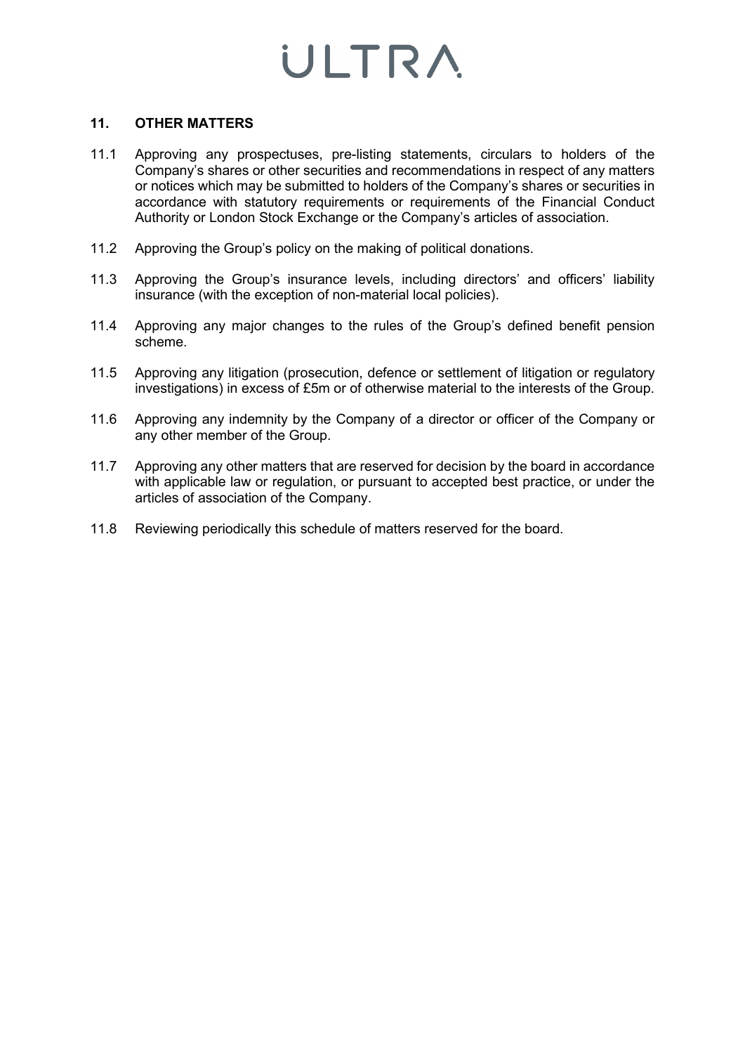## 11. OTHER MATTERS

11.1 Approving any prospectuses, pre-listing statements, circulars to holders of the Company's shares or other securities and recommendations in respect of any matters or notices which may be submitted to holders of the Company's shares or securities in accordance with statutory requirements or requirements of the Financial Conduct Authority or London Stock Exchange or the Company's articles of association.

11.2 Approving the Group's policy on the making of political donations.

11.3 Approving the Group's insurance levels, including directors' and officers' liability insurance (with the exception of non-material local policies).

11.4 Approving any major changes to the rules of the Group's defined benefit pension scheme.

11.5 Approving any litigation (prosecution, defence or settlement of litigation or regulatory investigations) in excess of £5m or of otherwise material to the interests of the Group.

11.6 Approving any indemnity by the Company of a director or officer of the Company or any other member of the Group.

11.7 Approving any other matters that are reserved for decision by the board in accordance with applicable law or regulation, or pursuant to accepted best practice, or under the articles of association of the Company.

11.8 Reviewing periodically this schedule of matters reserved for the board.